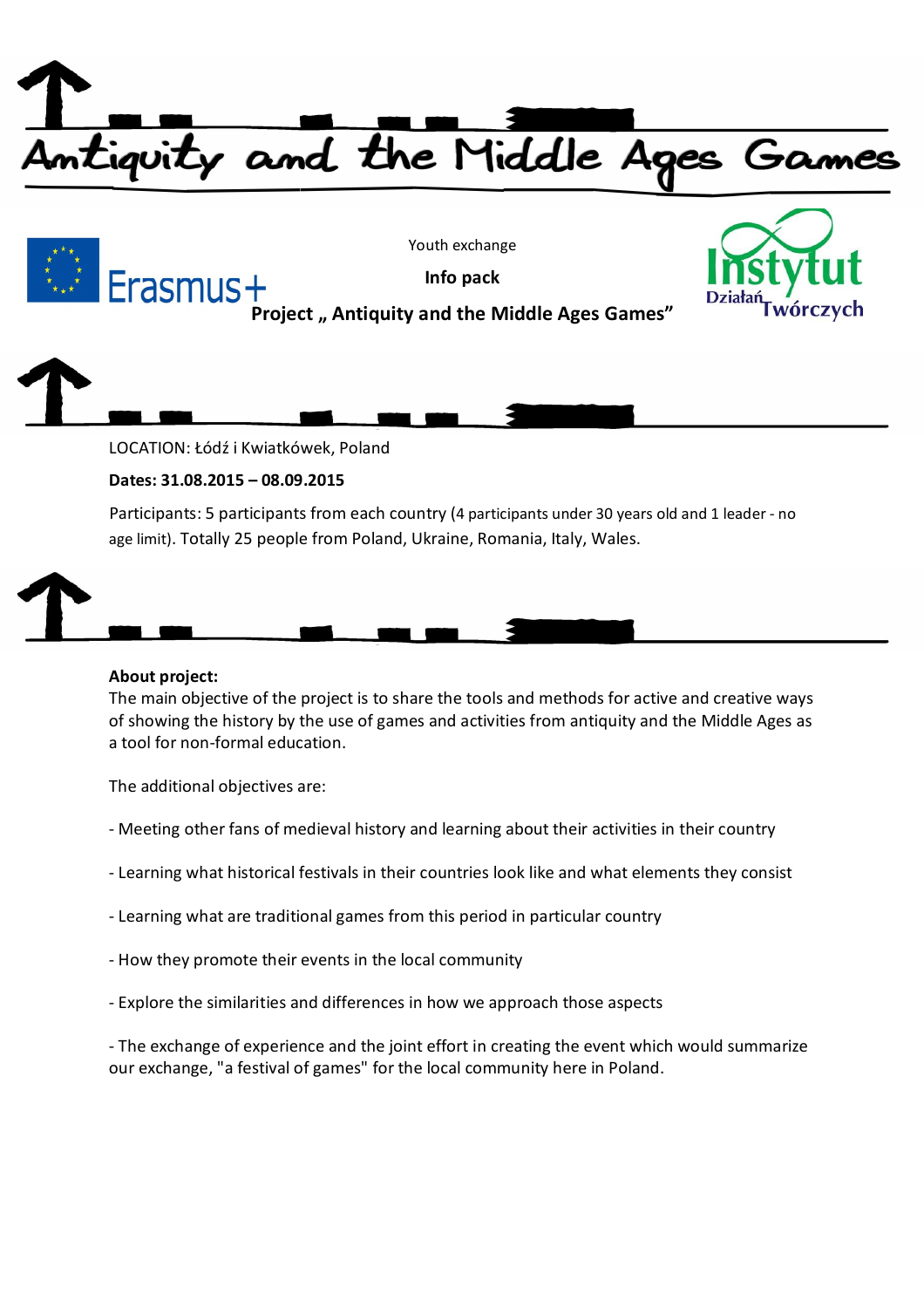# Antiquity and the Middle Ages Games

Youth exchange

**Info pack**

**Project „ Antiquity and the Middle Ages Games"**

LOCATION: Łódź i Kwiatkówek, Poland

**Dates: 31.08.2015 – 08.09.2015**

Participants: 5 participants from each country (4 participants under 30 years old and 1 leader - no age limit). Totally 25 people from Poland, Ukraine, Romania, Italy, Wales.

**About project:**

The main objective of the project is to share the tools and methods for active and creative ways of showing the history by the use of games and activities from antiquity and the Middle Ages as a tool for non-formal education.

The additional objectives are:

- Meeting other fans of medieval history and learning about their activities in their country
- Learning what historical festivals in their countries look like and what elements they consist
- Learning what are traditional games from this period in particular country
- How they promote their events in the local community
- Explore the similarities and differences in how we approach those aspects
- The exchange of experience and the joint effort in creating the event which would summarize our exchange, "a festival of games" for the local community here in Poland.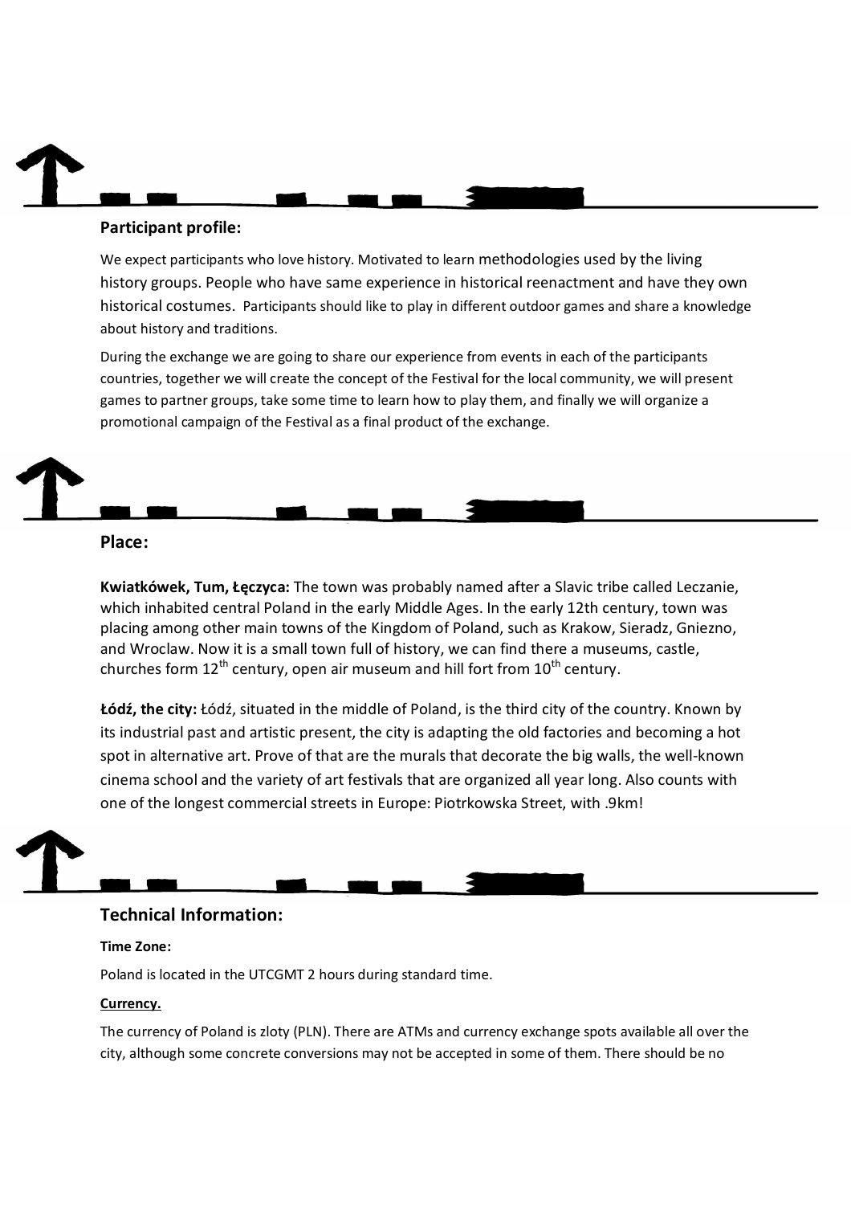## Participant profile:

We expect participants who love history. Motivated to learn methodologies used by the living history groups. People who have same experience in historical reenactment and have they own historical costumes. Participants should like to play in different outdoor games and share a knowledge about history and traditions.

During the exchange we are going to share our experience from events in each of the participants countries, together we will create the concept of the Festival for the local community, we will present games to partner groups, take some time to learn how to play them, and finally we will organize a promotional campaign of the Festival as a final product of the exchange.

## Place:

**Kwiatkówek, Tum, Łęczyca:** The town was probably named after a Slavic tribe called Leczanie, which inhabited central Poland in the early Middle Ages. In the early 12th century, town was placing among other main towns of the Kingdom of Poland, such as Krakow, Sieradz, Gniezno, and Wroclaw. Now it is a small town full of history, we can find there a museums, castle, churches form 12th century, open air museum and hill fort from 10th century.

**Łódź, the city:** Łódź, situated in the middle of Poland, is the third city of the country. Known by its industrial past and artistic present, the city is adapting the old factories and becoming a hot spot in alternative art. Prove of that are the murals that decorate the big walls, the well-known cinema school and the variety of art festivals that are organized all year long. Also counts with one of the longest commercial streets in Europe: Piotrkowska Street, with .9km!

## Technical Information:

**Time Zone:**

Poland is located in the UTCGMT 2 hours during standard time.

**Currency.**

The currency of Poland is zloty (PLN). There are ATMs and currency exchange spots available all over the city, although some concrete conversions may not be accepted in some of them. There should be no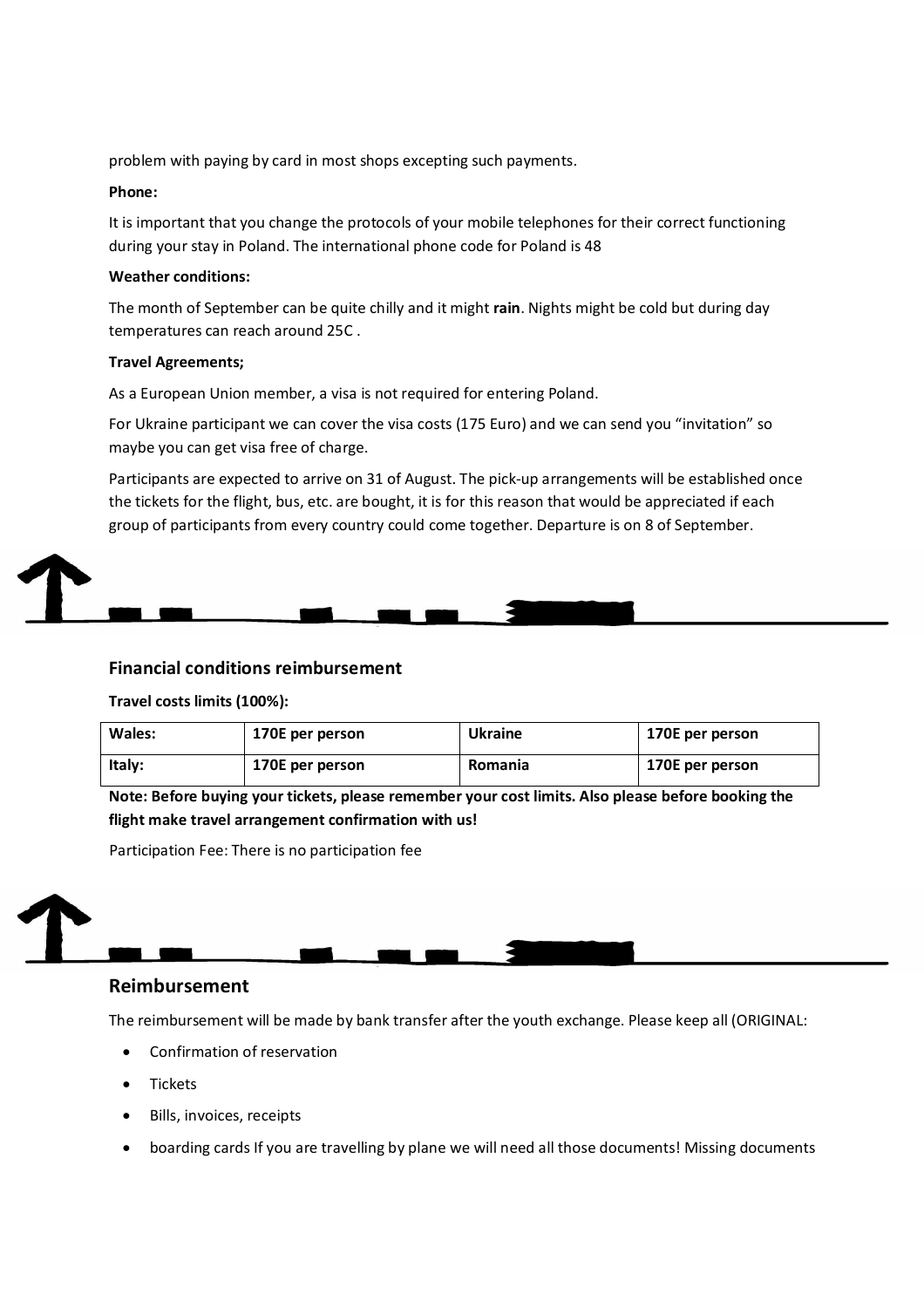problem with paying by card in most shops excepting such payments.

**Phone:**

It is important that you change the protocols of your mobile telephones for their correct functioning during your stay in Poland. The international phone code for Poland is 48

**Weather conditions:**

The month of September can be quite chilly and it might **rain**. Nights might be cold but during day temperatures can reach around 25C .

**Travel Agreements;**

As a European Union member, a visa is not required for entering Poland.

For Ukraine participant we can cover the visa costs (175 Euro) and we can send you "invitation" so maybe you can get visa free of charge.

Participants are expected to arrive on 31 of August. The pick-up arrangements will be established once the tickets for the flight, bus, etc. are bought, it is for this reason that would be appreciated if each group of participants from every country could come together. Departure is on 8 of September.

### Financial conditions reimbursement

**Travel costs limits (100%):**

| **Wales:** | **170E per person** | **Ukraine** | **170E per person** |
|---|---|---|---|
| **Italy:** | **170E per person** | **Romania** | **170E per person** |

**Note: Before buying your tickets, please remember your cost limits. Also please before booking the flight make travel arrangement confirmation with us!**

Participation Fee: There is no participation fee

## Reimbursement

The reimbursement will be made by bank transfer after the youth exchange. Please keep all (ORIGINAL:

- Confirmation of reservation
- Tickets
- Bills, invoices, receipts
- boarding cards If you are travelling by plane we will need all those documents! Missing documents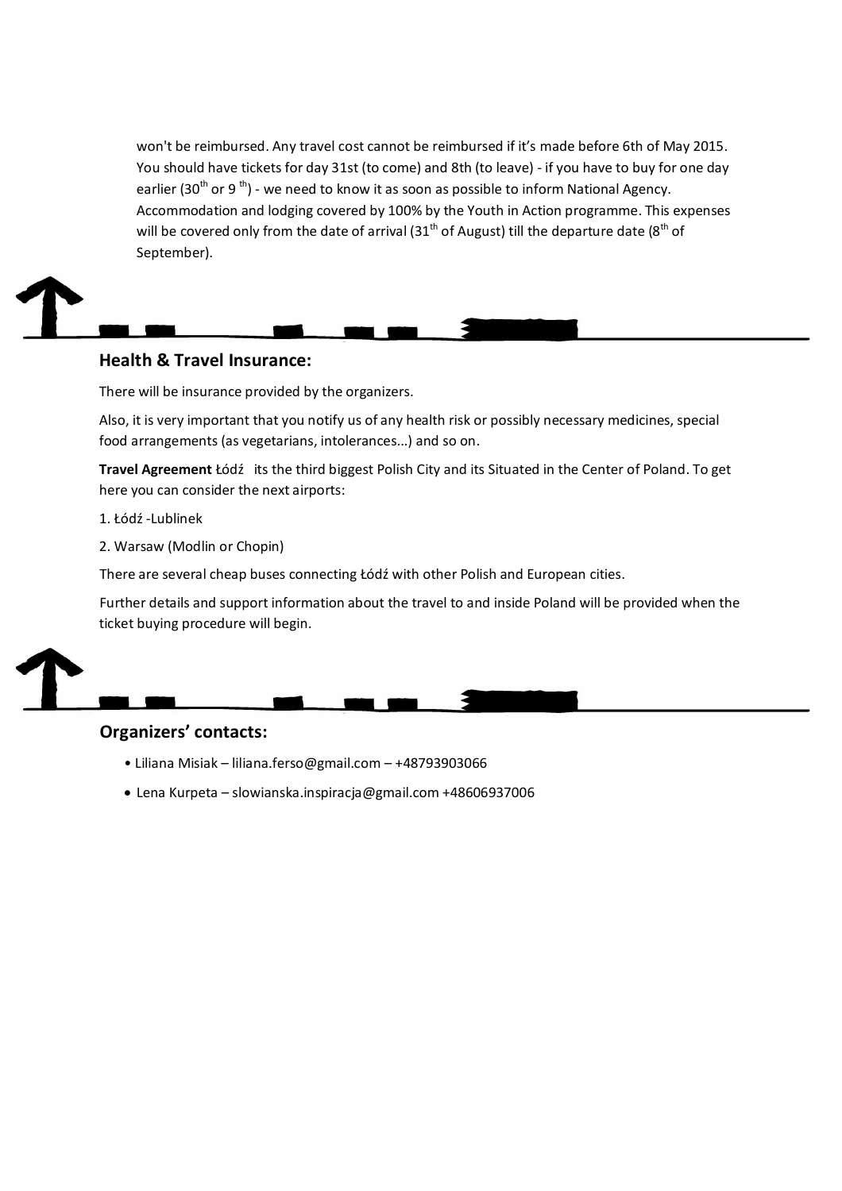won't be reimbursed. Any travel cost cannot be reimbursed if it's made before 6th of May 2015. You should have tickets for day 31st (to come) and 8th (to leave) - if you have to buy for one day earlier (30th or 9 th) - we need to know it as soon as possible to inform National Agency. Accommodation and lodging covered by 100% by the Youth in Action programme. This expenses will be covered only from the date of arrival (31th of August) till the departure date (8th of September).

## Health & Travel Insurance:

There will be insurance provided by the organizers.

Also, it is very important that you notify us of any health risk or possibly necessary medicines, special food arrangements (as vegetarians, intolerances...) and so on.

**Travel Agreement** Łódź its the third biggest Polish City and its Situated in the Center of Poland. To get here you can consider the next airports:

1. Łódź -Lublinek

2. Warsaw (Modlin or Chopin)

There are several cheap buses connecting Łódź with other Polish and European cities.

Further details and support information about the travel to and inside Poland will be provided when the ticket buying procedure will begin.

## Organizers' contacts:

- Liliana Misiak – liliana.ferso@gmail.com – +48793903066
- Lena Kurpeta – slowianska.inspiracja@gmail.com +48606937006